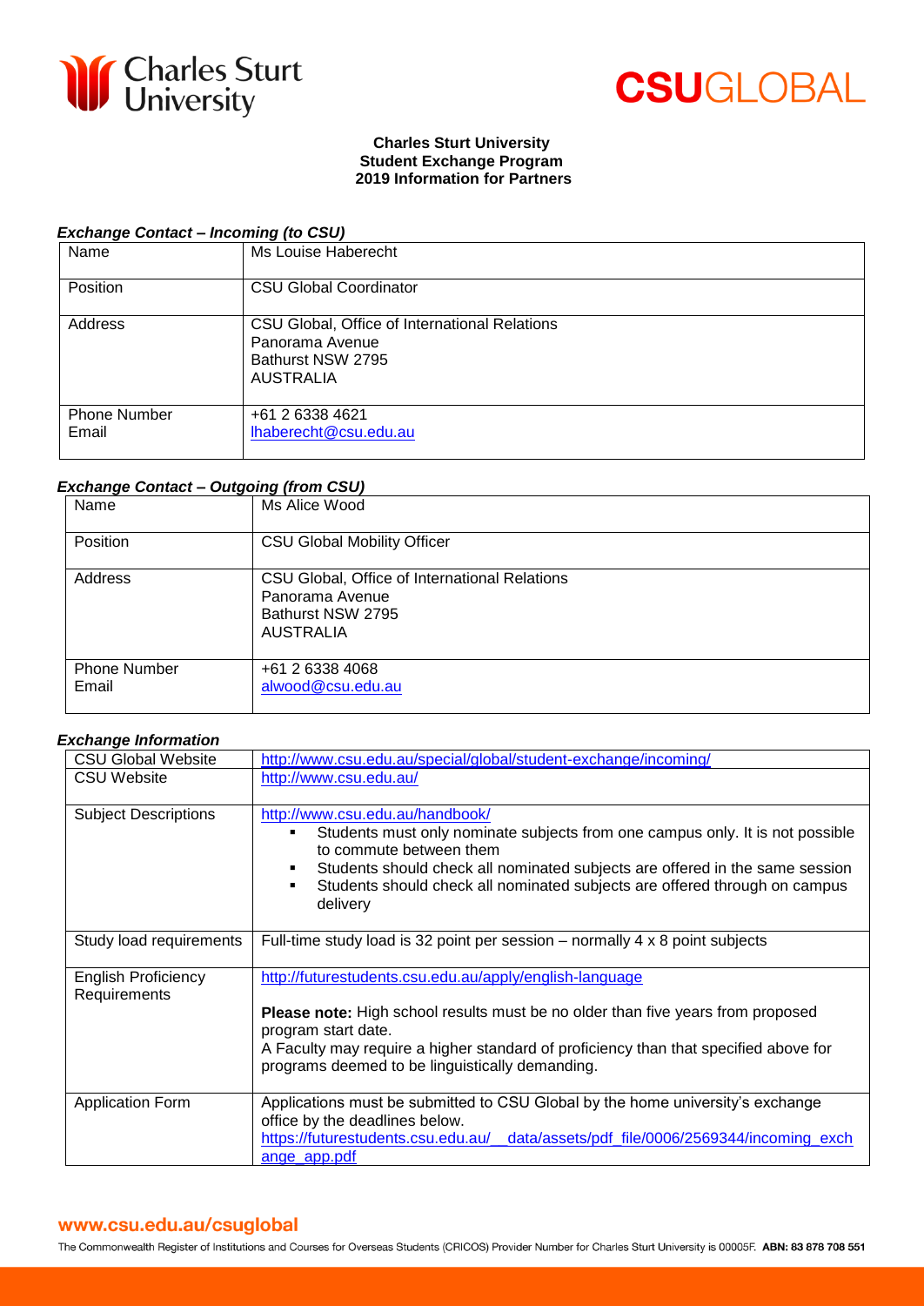**Charles Sturt University**
**Student Exchange Program**
**2019 Information for Partners**

***Exchange Contact – Incoming (to CSU)***

| | |
|---|---|
| Name | Ms Louise Haberecht |
| Position | CSU Global Coordinator |
| Address | CSU Global, Office of International Relations<br>Panorama Avenue<br>Bathurst NSW 2795<br>AUSTRALIA |
| Phone Number<br>Email | +61 2 6338 4621<br>lhaberecht@csu.edu.au |

***Exchange Contact – Outgoing (from CSU)***

| | |
|---|---|
| Name | Ms Alice Wood |
| Position | CSU Global Mobility Officer |
| Address | CSU Global, Office of International Relations<br>Panorama Avenue<br>Bathurst NSW 2795<br>AUSTRALIA |
| Phone Number<br>Email | +61 2 6338 4068<br>alwood@csu.edu.au |

***Exchange Information***

| | |
|---|---|
| CSU Global Website | http://www.csu.edu.au/special/global/student-exchange/incoming/ |
| CSU Website | http://www.csu.edu.au/ |
| Subject Descriptions | http://www.csu.edu.au/handbook/<br>▪ Students must only nominate subjects from one campus only. It is not possible to commute between them<br>▪ Students should check all nominated subjects are offered in the same session<br>▪ Students should check all nominated subjects are offered through on campus delivery |
| Study load requirements | Full-time study load is 32 point per session – normally 4 x 8 point subjects |
| English Proficiency Requirements | http://futurestudents.csu.edu.au/apply/english-language<br><br>**Please note:** High school results must be no older than five years from proposed program start date.<br>A Faculty may require a higher standard of proficiency than that specified above for programs deemed to be linguistically demanding. |
| Application Form | Applications must be submitted to CSU Global by the home university's exchange office by the deadlines below.<br>https://futurestudents.csu.edu.au/__data/assets/pdf_file/0006/2569344/incoming_exchange_app.pdf |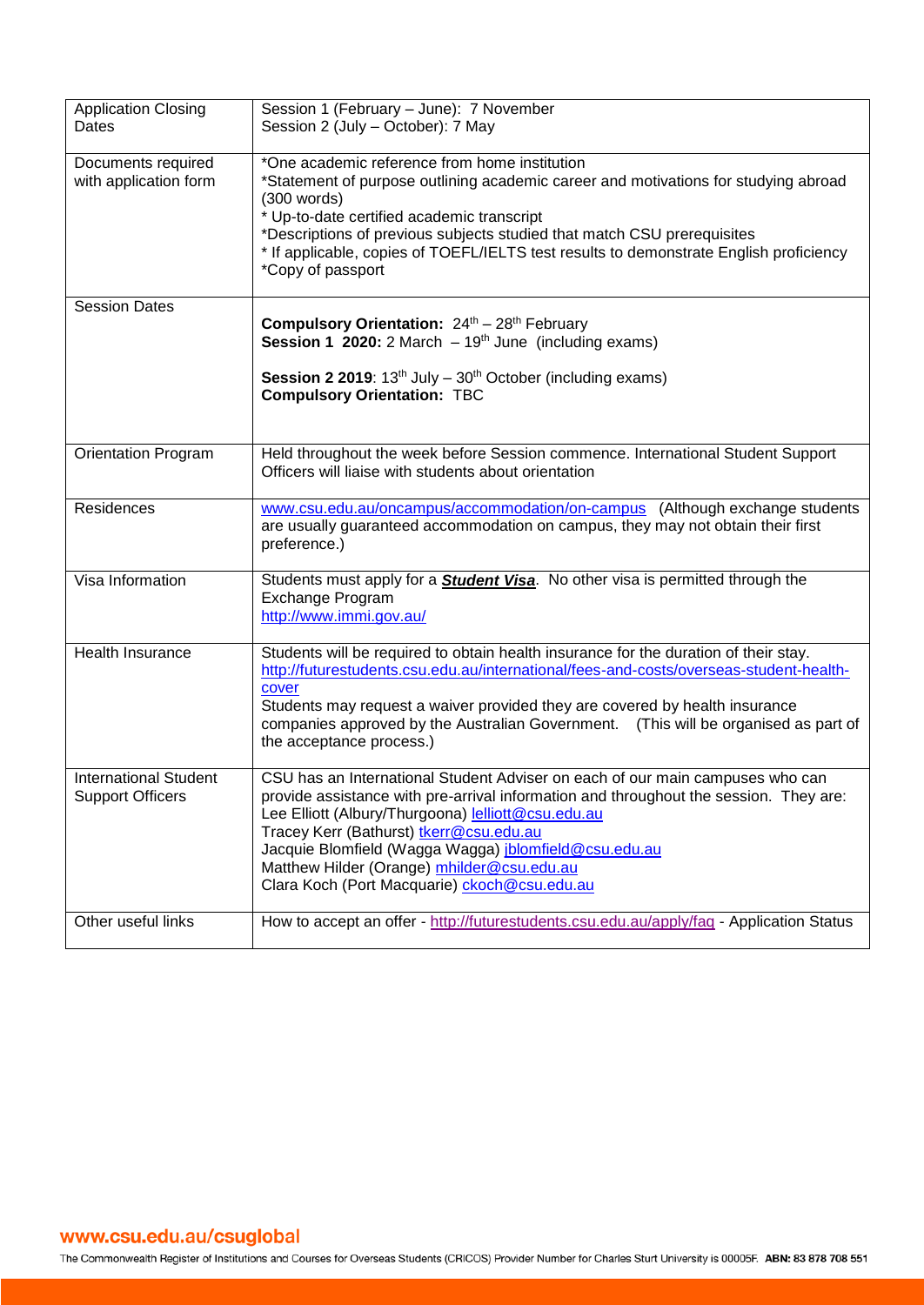| | |
|---|---|
| Application Closing Dates | Session 1 (February – June): 7 November<br>Session 2 (July – October): 7 May |
| Documents required with application form | *One academic reference from home institution<br>*Statement of purpose outlining academic career and motivations for studying abroad (300 words)<br>* Up-to-date certified academic transcript<br>*Descriptions of previous subjects studied that match CSU prerequisites<br>* If applicable, copies of TOEFL/IELTS test results to demonstrate English proficiency<br>*Copy of passport |
| Session Dates | **Compulsory Orientation:** 24th – 28th February<br>**Session 1 2020:** 2 March – 19th June (including exams)<br><br>**Session 2 2019**: 13th July – 30th October (including exams)<br>**Compulsory Orientation:** TBC |
| Orientation Program | Held throughout the week before Session commence. International Student Support Officers will liaise with students about orientation |
| Residences | www.csu.edu.au/oncampus/accommodation/on-campus (Although exchange students are usually guaranteed accommodation on campus, they may not obtain their first preference.) |
| Visa Information | Students must apply for a ***Student Visa***. No other visa is permitted through the Exchange Program<br>http://www.immi.gov.au/ |
| Health Insurance | Students will be required to obtain health insurance for the duration of their stay.<br>http://futurestudents.csu.edu.au/international/fees-and-costs/overseas-student-health-cover<br>Students may request a waiver provided they are covered by health insurance companies approved by the Australian Government. (This will be organised as part of the acceptance process.) |
| International Student Support Officers | CSU has an International Student Adviser on each of our main campuses who can provide assistance with pre-arrival information and throughout the session. They are:<br>Lee Elliott (Albury/Thurgoona) lelliott@csu.edu.au<br>Tracey Kerr (Bathurst) tkerr@csu.edu.au<br>Jacquie Blomfield (Wagga Wagga) jblomfield@csu.edu.au<br>Matthew Hilder (Orange) mhilder@csu.edu.au<br>Clara Koch (Port Macquarie) ckoch@csu.edu.au |
| Other useful links | How to accept an offer - http://futurestudents.csu.edu.au/apply/faq - Application Status |

www.csu.edu.au/csuglobal

The Commonwealth Register of Institutions and Courses for Overseas Students (CRICOS) Provider Number for Charles Sturt University is 00005F. **ABN: 83 878 708 551**